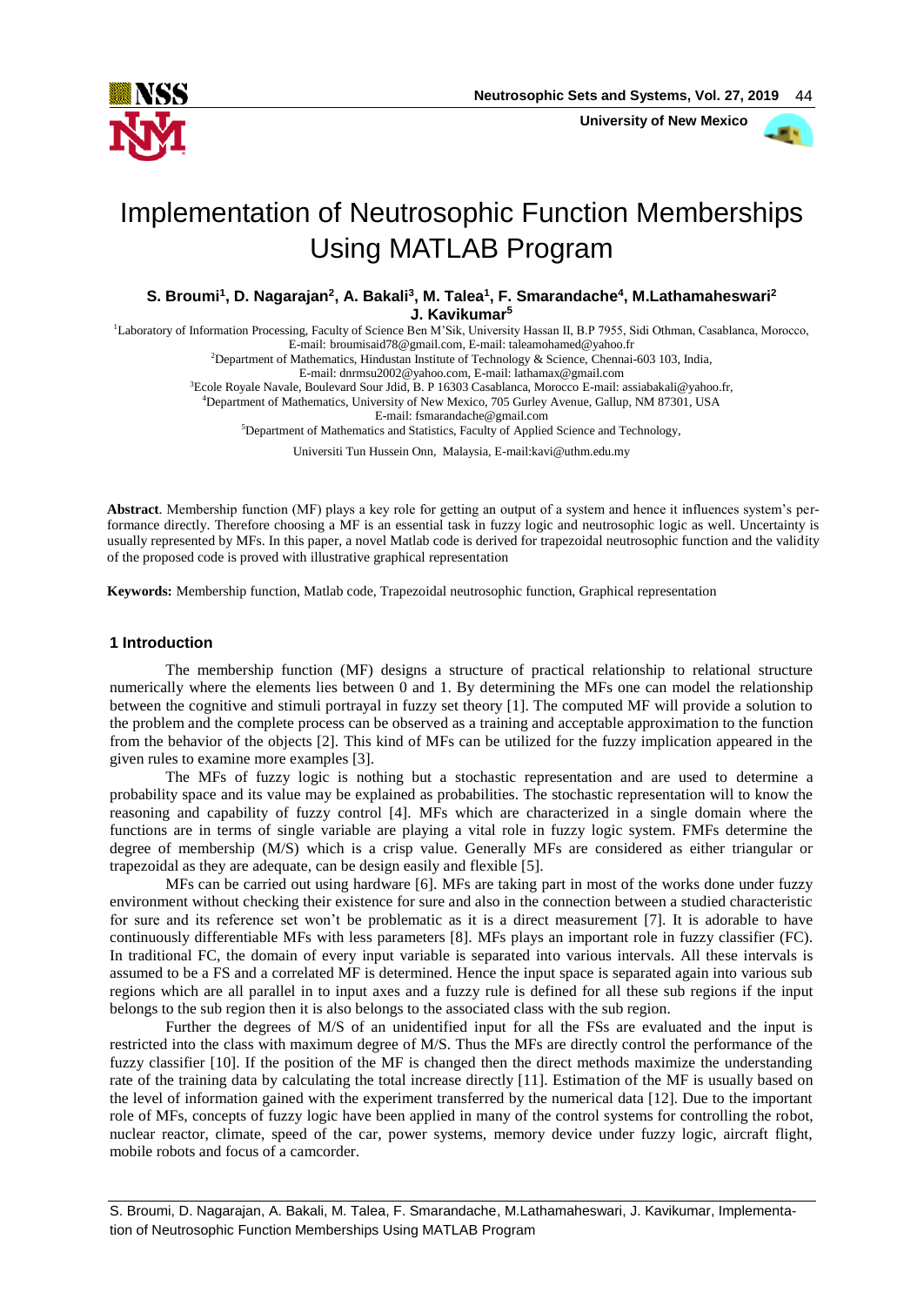# Implementation of Neutrosophic Function Memberships Using MATLAB Program

**S. Broumi[1], D. Nagarajan[2], A. Bakali[3], M. Talea[1], F. Smarandache[4], M.Lathamaheswari[2] J. Kavikumar[5]**

[1]Laboratory of Information Processing, Faculty of Science Ben M'Sik, University Hassan II, B.P 7955, Sidi Othman, Casablanca, Morocco, E-mail: broumisaid78@gmail.com, E-mail: taleamohamed@yahoo.fr

[2]Department of Mathematics, Hindustan Institute of Technology & Science, Chennai-603 103, India, E-mail: dnrmsu2002@yahoo.com, E-mail: lathamax@gmail.com

[3]Ecole Royale Navale, Boulevard Sour Jdid, B. P 16303 Casablanca, Morocco E-mail: assiabakali@yahoo.fr,

[4]Department of Mathematics, University of New Mexico, 705 Gurley Avenue, Gallup, NM 87301, USA E-mail: fsmarandache@gmail.com

[5]Department of Mathematics and Statistics, Faculty of Applied Science and Technology, Universiti Tun Hussein Onn, Malaysia, E-mail:kavi@uthm.edu.my

**Abstract**. Membership function (MF) plays a key role for getting an output of a system and hence it influences system's performance directly. Therefore choosing a MF is an essential task in fuzzy logic and neutrosophic logic as well. Uncertainty is usually represented by MFs. In this paper, a novel Matlab code is derived for trapezoidal neutrosophic function and the validity of the proposed code is proved with illustrative graphical representation

**Keywords:** Membership function, Matlab code, Trapezoidal neutrosophic function, Graphical representation

## 1 Introduction

The membership function (MF) designs a structure of practical relationship to relational structure numerically where the elements lies between 0 and 1. By determining the MFs one can model the relationship between the cognitive and stimuli portrayal in fuzzy set theory [1]. The computed MF will provide a solution to the problem and the complete process can be observed as a training and acceptable approximation to the function from the behavior of the objects [2]. This kind of MFs can be utilized for the fuzzy implication appeared in the given rules to examine more examples [3].

The MFs of fuzzy logic is nothing but a stochastic representation and are used to determine a probability space and its value may be explained as probabilities. The stochastic representation will to know the reasoning and capability of fuzzy control [4]. MFs which are characterized in a single domain where the functions are in terms of single variable are playing a vital role in fuzzy logic system. FMFs determine the degree of membership (M/S) which is a crisp value. Generally MFs are considered as either triangular or trapezoidal as they are adequate, can be design easily and flexible [5].

MFs can be carried out using hardware [6]. MFs are taking part in most of the works done under fuzzy environment without checking their existence for sure and also in the connection between a studied characteristic for sure and its reference set won't be problematic as it is a direct measurement [7]. It is adorable to have continuously differentiable MFs with less parameters [8]. MFs plays an important role in fuzzy classifier (FC). In traditional FC, the domain of every input variable is separated into various intervals. All these intervals is assumed to be a FS and a correlated MF is determined. Hence the input space is separated again into various sub regions which are all parallel in to input axes and a fuzzy rule is defined for all these sub regions if the input belongs to the sub region then it is also belongs to the associated class with the sub region.

Further the degrees of M/S of an unidentified input for all the FSs are evaluated and the input is restricted into the class with maximum degree of M/S. Thus the MFs are directly control the performance of the fuzzy classifier [10]. If the position of the MF is changed then the direct methods maximize the understanding rate of the training data by calculating the total increase directly [11]. Estimation of the MF is usually based on the level of information gained with the experiment transferred by the numerical data [12]. Due to the important role of MFs, concepts of fuzzy logic have been applied in many of the control systems for controlling the robot, nuclear reactor, climate, speed of the car, power systems, memory device under fuzzy logic, aircraft flight, mobile robots and focus of a camcorder.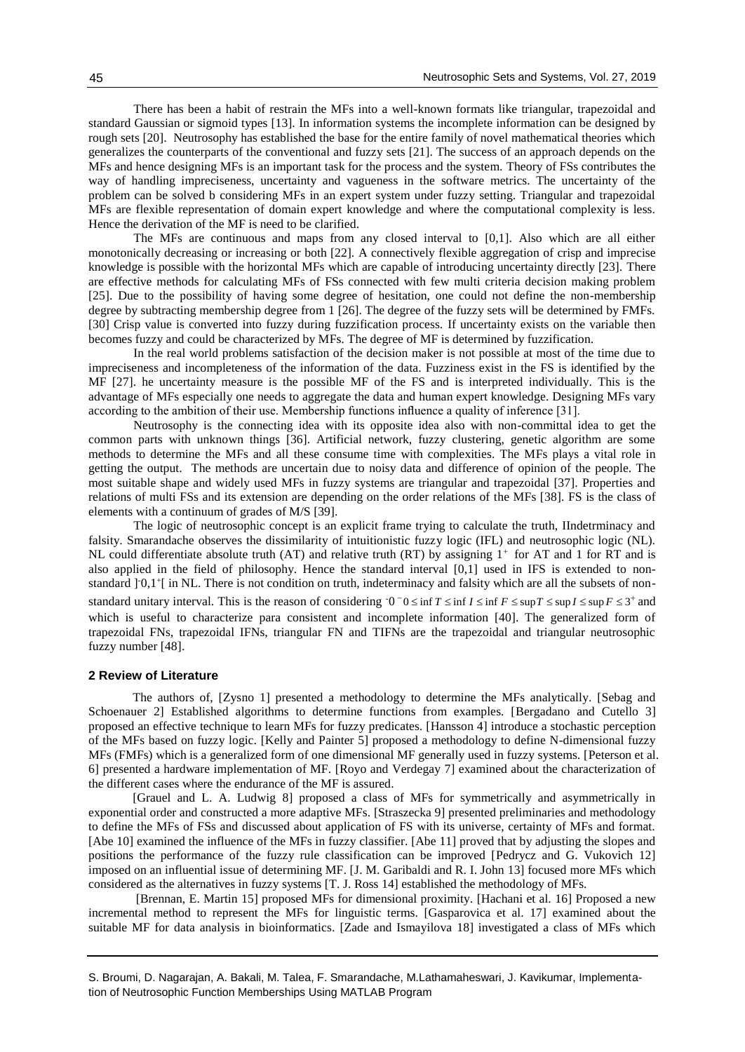There has been a habit of restrain the MFs into a well-known formats like triangular, trapezoidal and standard Gaussian or sigmoid types [13]. In information systems the incomplete information can be designed by rough sets [20]. Neutrosophy has established the base for the entire family of novel mathematical theories which generalizes the counterparts of the conventional and fuzzy sets [21]. The success of an approach depends on the MFs and hence designing MFs is an important task for the process and the system. Theory of FSs contributes the way of handling impreciseness, uncertainty and vagueness in the software metrics. The uncertainty of the problem can be solved b considering MFs in an expert system under fuzzy setting. Triangular and trapezoidal MFs are flexible representation of domain expert knowledge and where the computational complexity is less. Hence the derivation of the MF is need to be clarified.

The MFs are continuous and maps from any closed interval to [0,1]. Also which are all either monotonically decreasing or increasing or both [22]. A connectively flexible aggregation of crisp and imprecise knowledge is possible with the horizontal MFs which are capable of introducing uncertainty directly [23]. There are effective methods for calculating MFs of FSs connected with few multi criteria decision making problem [25]. Due to the possibility of having some degree of hesitation, one could not define the non-membership degree by subtracting membership degree from 1 [26]. The degree of the fuzzy sets will be determined by FMFs. [30] Crisp value is converted into fuzzy during fuzzification process. If uncertainty exists on the variable then becomes fuzzy and could be characterized by MFs. The degree of MF is determined by fuzzification.

In the real world problems satisfaction of the decision maker is not possible at most of the time due to impreciseness and incompleteness of the information of the data. Fuzziness exist in the FS is identified by the MF [27]. he uncertainty measure is the possible MF of the FS and is interpreted individually. This is the advantage of MFs especially one needs to aggregate the data and human expert knowledge. Designing MFs vary according to the ambition of their use. Membership functions influence a quality of inference [31].

Neutrosophy is the connecting idea with its opposite idea also with non-committal idea to get the common parts with unknown things [36]. Artificial network, fuzzy clustering, genetic algorithm are some methods to determine the MFs and all these consume time with complexities. The MFs plays a vital role in getting the output. The methods are uncertain due to noisy data and difference of opinion of the people. The most suitable shape and widely used MFs in fuzzy systems are triangular and trapezoidal [37]. Properties and relations of multi FSs and its extension are depending on the order relations of the MFs [38]. FS is the class of elements with a continuum of grades of M/S [39].

The logic of neutrosophic concept is an explicit frame trying to calculate the truth, IIndetrminacy and falsity. Smarandache observes the dissimilarity of intuitionistic fuzzy logic (IFL) and neutrosophic logic (NL). NL could differentiate absolute truth (AT) and relative truth (RT) by assigning $1^+$ for AT and 1 for RT and is also applied in the field of philosophy. Hence the standard interval [0,1] used in IFS is extended to non-standard $]^-0,1^+[$ in NL. There is not condition on truth, indeterminacy and falsity which are all the subsets of non-standard unitary interval. This is the reason of considering $^-0\ ^-0 \le \inf T \le \inf I \le \inf F \le \sup T \le \sup I \le \sup F \le 3^+$ and which is useful to characterize para consistent and incomplete information [40]. The generalized form of trapezoidal FNs, trapezoidal IFNs, triangular FN and TIFNs are the trapezoidal and triangular neutrosophic fuzzy number [48].

## 2 Review of Literature

The authors of, [Zysno 1] presented a methodology to determine the MFs analytically. [Sebag and Schoenauer 2] Established algorithms to determine functions from examples. [Bergadano and Cutello 3] proposed an effective technique to learn MFs for fuzzy predicates. [Hansson 4] introduce a stochastic perception of the MFs based on fuzzy logic. [Kelly and Painter 5] proposed a methodology to define N-dimensional fuzzy MFs (FMFs) which is a generalized form of one dimensional MF generally used in fuzzy systems. [Peterson et al. 6] presented a hardware implementation of MF. [Royo and Verdegay 7] examined about the characterization of the different cases where the endurance of the MF is assured.

[Grauel and L. A. Ludwig 8] proposed a class of MFs for symmetrically and asymmetrically in exponential order and constructed a more adaptive MFs. [Straszecka 9] presented preliminaries and methodology to define the MFs of FSs and discussed about application of FS with its universe, certainty of MFs and format. [Abe 10] examined the influence of the MFs in fuzzy classifier. [Abe 11] proved that by adjusting the slopes and positions the performance of the fuzzy rule classification can be improved [Pedrycz and G. Vukovich 12] imposed on an influential issue of determining MF. [J. M. Garibaldi and R. I. John 13] focused more MFs which considered as the alternatives in fuzzy systems [T. J. Ross 14] established the methodology of MFs.

[Brennan, E. Martin 15] proposed MFs for dimensional proximity. [Hachani et al. 16] Proposed a new incremental method to represent the MFs for linguistic terms. [Gasparovica et al. 17] examined about the suitable MF for data analysis in bioinformatics. [Zade and Ismayilova 18] investigated a class of MFs which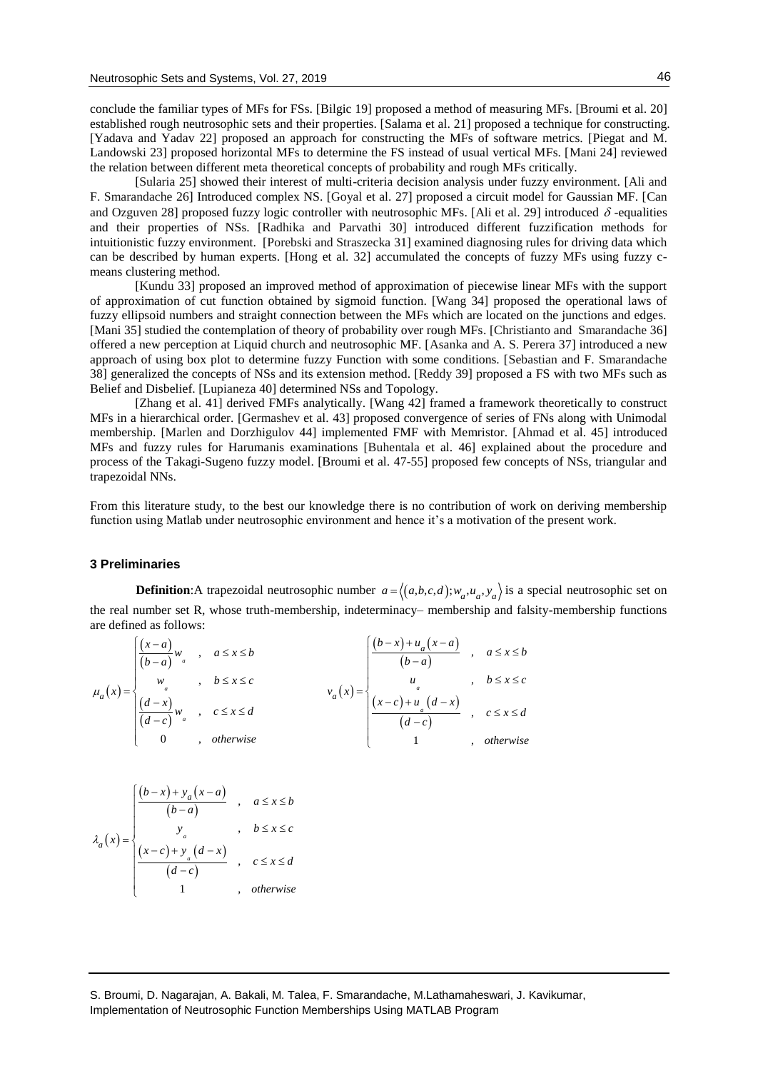conclude the familiar types of MFs for FSs. [Bilgic 19] proposed a method of measuring MFs. [Broumi et al. 20] established rough neutrosophic sets and their properties. [Salama et al. 21] proposed a technique for constructing. [Yadava and Yadav 22] proposed an approach for constructing the MFs of software metrics. [Piegat and M. Landowski 23] proposed horizontal MFs to determine the FS instead of usual vertical MFs. [Mani 24] reviewed the relation between different meta theoretical concepts of probability and rough MFs critically.

[Sularia 25] showed their interest of multi-criteria decision analysis under fuzzy environment. [Ali and F. Smarandache 26] Introduced complex NS. [Goyal et al. 27] proposed a circuit model for Gaussian MF. [Can and Ozguven 28] proposed fuzzy logic controller with neutrosophic MFs. [Ali et al. 29] introduced $\delta$-equalities and their properties of NSs. [Radhika and Parvathi 30] introduced different fuzzification methods for intuitionistic fuzzy environment. [Porebski and Straszecka 31] examined diagnosing rules for driving data which can be described by human experts. [Hong et al. 32] accumulated the concepts of fuzzy MFs using fuzzy c-means clustering method.

[Kundu 33] proposed an improved method of approximation of piecewise linear MFs with the support of approximation of cut function obtained by sigmoid function. [Wang 34] proposed the operational laws of fuzzy ellipsoid numbers and straight connection between the MFs which are located on the junctions and edges. [Mani 35] studied the contemplation of theory of probability over rough MFs. [Christianto and Smarandache 36] offered a new perception at Liquid church and neutrosophic MF. [Asanka and A. S. Perera 37] introduced a new approach of using box plot to determine fuzzy Function with some conditions. [Sebastian and F. Smarandache 38] generalized the concepts of NSs and its extension method. [Reddy 39] proposed a FS with two MFs such as Belief and Disbelief. [Lupianeza 40] determined NSs and Topology.

[Zhang et al. 41] derived FMFs analytically. [Wang 42] framed a framework theoretically to construct MFs in a hierarchical order. [Germashev et al. 43] proposed convergence of series of FNs along with Unimodal membership. [Marlen and Dorzhigulov 44] implemented FMF with Memristor. [Ahmad et al. 45] introduced MFs and fuzzy rules for Harumanis examinations [Buhentala et al. 46] explained about the procedure and process of the Takagi-Sugeno fuzzy model. [Broumi et al. 47-55] proposed few concepts of NSs, triangular and trapezoidal NNs.

From this literature study, to the best our knowledge there is no contribution of work on deriving membership function using Matlab under neutrosophic environment and hence it's a motivation of the present work.

### 3 Preliminaries

**Definition**:A trapezoidal neutrosophic number $a=\langle (a,b,c,d);w_a,u_a,y_a\rangle$ is a special neutrosophic set on the real number set R, whose truth-membership, indeterminacy– membership and falsity-membership functions are defined as follows:

$$\mu_a(x)=\begin{cases}\dfrac{(x-a)}{(b-a)}w_a & , \quad a\le x\le b\\ w_a & , \quad b\le x\le c\\ \dfrac{(d-x)}{(d-c)}w_a & , \quad c\le x\le d\\ 0 & , \quad otherwise\end{cases}
\qquad
v_a(x)=\begin{cases}\dfrac{(b-x)+u_a(x-a)}{(b-a)} & , \quad a\le x\le b\\ u_a & , \quad b\le x\le c\\ \dfrac{(x-c)+u_a(d-x)}{(d-c)} & , \quad c\le x\le d\\ 1 & , \quad otherwise\end{cases}$$

$$\lambda_a(x)=\begin{cases}\dfrac{(b-x)+y_a(x-a)}{(b-a)} & , \quad a\le x\le b\\ y_a & , \quad b\le x\le c\\ \dfrac{(x-c)+y_a(d-x)}{(d-c)} & , \quad c\le x\le d\\ 1 & , \quad otherwise\end{cases}$$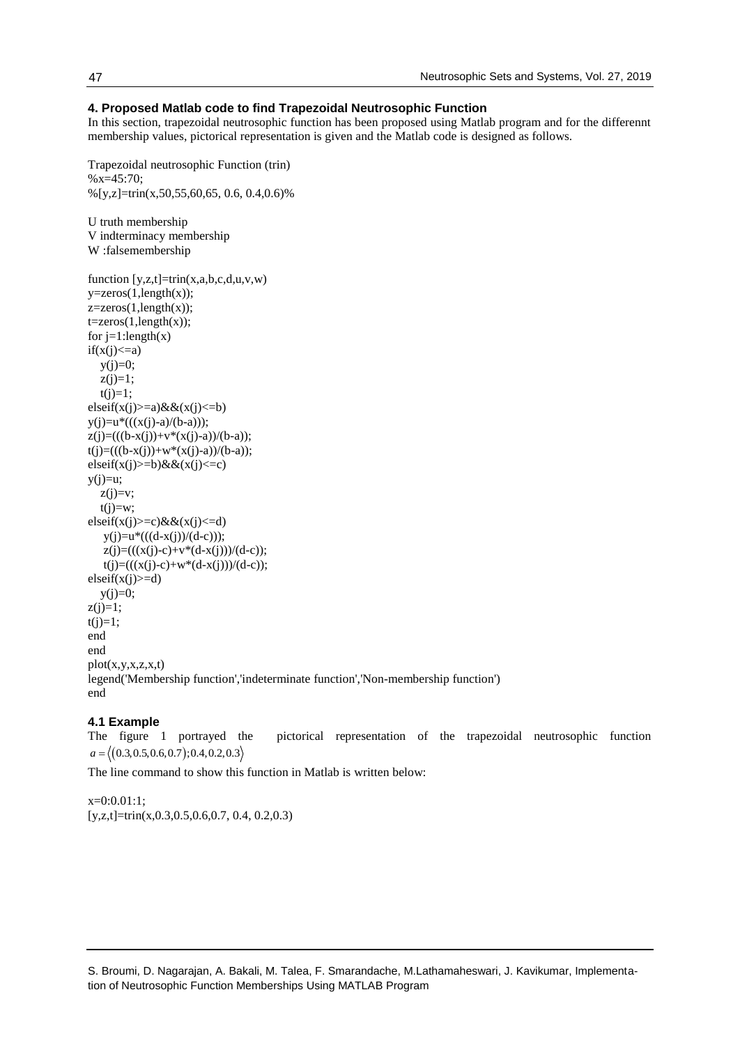## 4. Proposed Matlab code to find Trapezoidal Neutrosophic Function

In this section, trapezoidal neutrosophic function has been proposed using Matlab program and for the differennt membership values, pictorical representation is given and the Matlab code is designed as follows.

```
Trapezoidal neutrosophic Function (trin)
%x=45:70;
%[y,z]=trin(x,50,55,60,65, 0.6, 0.4,0.6)%

U truth membership
V indterminacy membership
W :falsemembership

function [y,z,t]=trin(x,a,b,c,d,u,v,w)
y=zeros(1,length(x));
z=zeros(1,length(x));
t=zeros(1,length(x));
for j=1:length(x)
if(x(j)<=a)
   y(j)=0;
   z(j)=1;
   t(j)=1;
elseif(x(j)>=a)&&(x(j)<=b)
y(j)=u*(((x(j)-a)/(b-a)));
z(j)=(((b-x(j))+v*(x(j)-a))/(b-a));
t(j)=(((b-x(j))+w*(x(j)-a))/(b-a));
elseif(x(j)>=b)&&(x(j)<=c)
y(j)=u;
   z(j)=v;
   t(j)=w;
elseif(x(j)>=c)&&(x(j)<=d)
    y(j)=u*(((d-x(j))/(d-c)));
    z(j)=(((x(j)-c)+v*(d-x(j)))/(d-c));
    t(j)=(((x(j)-c)+w*(d-x(j)))/(d-c));
elseif(x(j)>=d)
   y(j)=0;
z(j)=1;
t(j)=1;
end
end
plot(x,y,x,z,x,t)
legend('Membership function','indeterminate function','Non-membership function')
end
```

### 4.1 Example

The figure 1 portrayed the pictorical representation of the trapezoidal neutrosophic function $a = \langle (0.3, 0.5, 0.6, 0.7); 0.4, 0.2, 0.3 \rangle$

The line command to show this function in Matlab is written below:

```
x=0:0.01:1;
[y,z,t]=trin(x,0.3,0.5,0.6,0.7, 0.4, 0.2,0.3)
```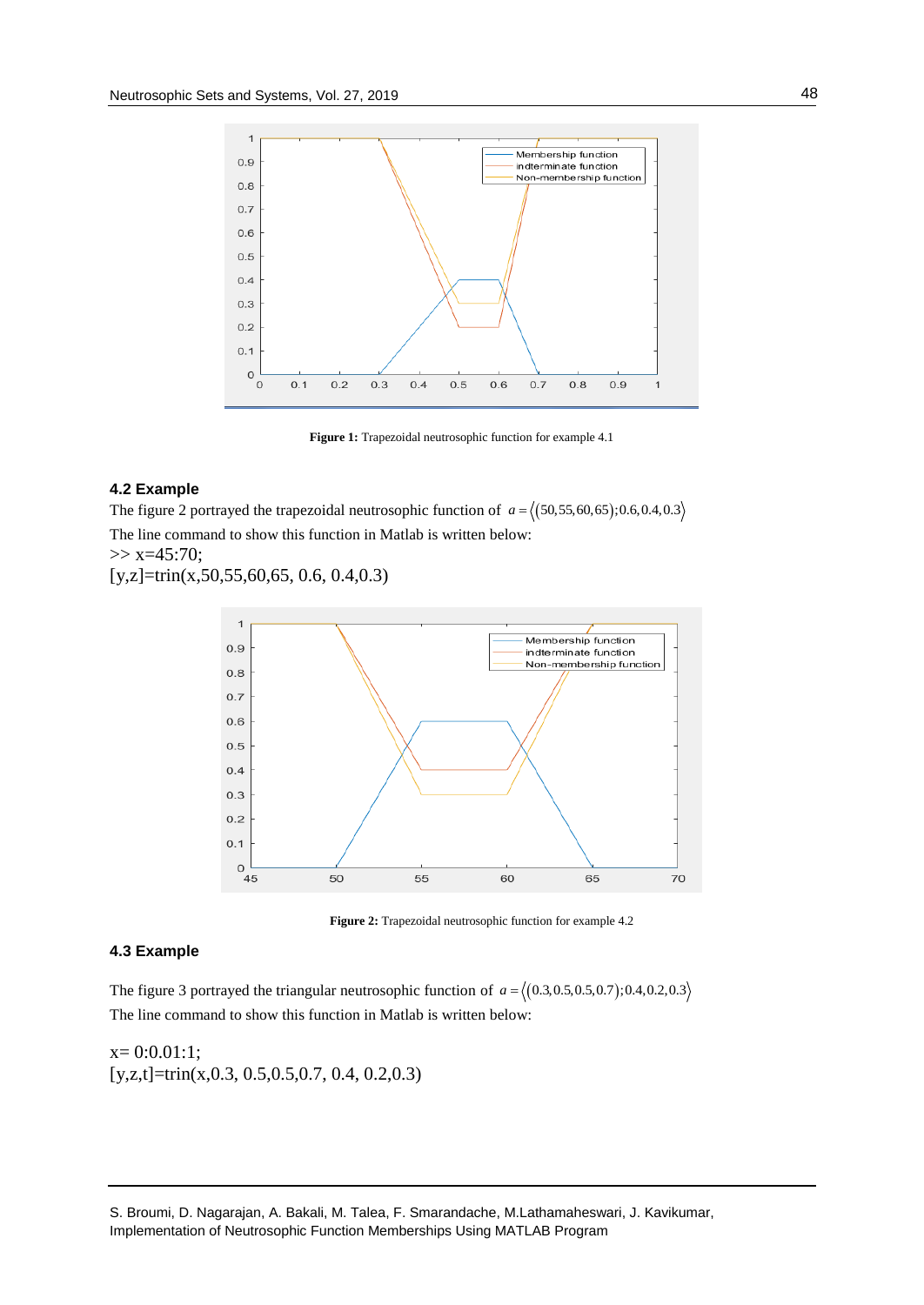Figure 1: Trapezoidal neutrosophic function for example 4.1

### 4.2 Example

The figure 2 portrayed the trapezoidal neutrosophic function of $a = \langle (50,55,60,65); 0.6, 0.4, 0.3 \rangle$

The line command to show this function in Matlab is written below:

```
>> x=45:70;
[y,z]=trin(x,50,55,60,65, 0.6, 0.4,0.3)
```

Figure 2: Trapezoidal neutrosophic function for example 4.2

### 4.3 Example

The figure 3 portrayed the triangular neutrosophic function of $a = \langle (0.3, 0.5, 0.5, 0.7); 0.4, 0.2, 0.3 \rangle$

The line command to show this function in Matlab is written below:

```
x= 0:0.01:1;
[y,z,t]=trin(x,0.3, 0.5,0.5,0.7, 0.4, 0.2,0.3)
```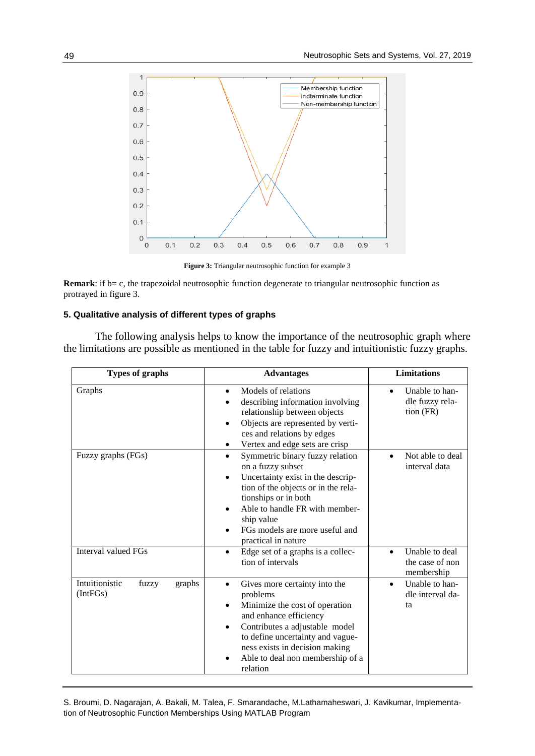**Figure 3:** Triangular neutrosophic function for example 3

**Remark**: if b= c, the trapezoidal neutrosophic function degenerate to triangular neutrosophic function as protrayed in figure 3.

### 5. Qualitative analysis of different types of graphs

The following analysis helps to know the importance of the neutrosophic graph where the limitations are possible as mentioned in the table for fuzzy and intuitionistic fuzzy graphs.

| Types of graphs | Advantages | Limitations |
|---|---|---|
| Graphs | • Models of relations<br>• describing information involving relationship between objects<br>• Objects are represented by vertices and relations by edges<br>• Vertex and edge sets are crisp | • Unable to handle fuzzy relation (FR) |
| Fuzzy graphs (FGs) | • Symmetric binary fuzzy relation on a fuzzy subset<br>• Uncertainty exist in the description of the objects or in the relationships or in both<br>• Able to handle FR with membership value<br>• FGs models are more useful and practical in nature | • Not able to deal interval data |
| Interval valued FGs | • Edge set of a graphs is a collection of intervals | • Unable to deal the case of non membership |
| Intuitionistic fuzzy graphs (IntFGs) | • Gives more certainty into the problems<br>• Minimize the cost of operation and enhance efficiency<br>• Contributes a adjustable model to define uncertainty and vagueness exists in decision making<br>• Able to deal non membership of a relation | • Unable to handle interval data |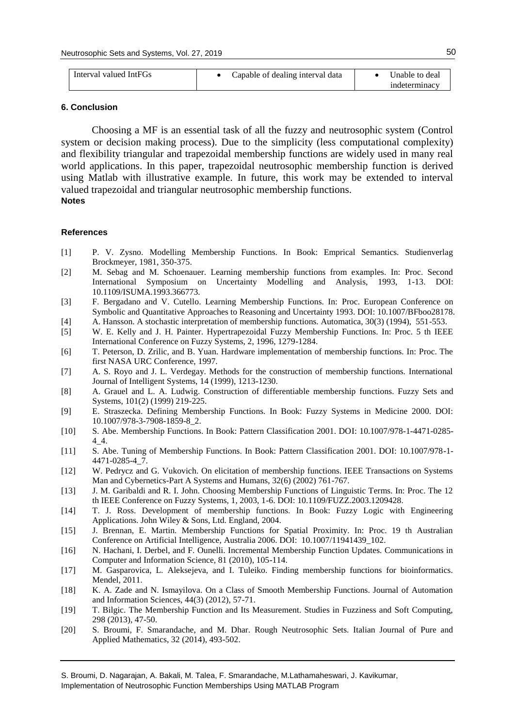| Interval valued IntFGs | • Capable of dealing interval data | • Unable to deal indeterminacy |
|---|---|---|

### 6. Conclusion

Choosing a MF is an essential task of all the fuzzy and neutrosophic system (Control system or decision making process). Due to the simplicity (less computational complexity) and flexibility triangular and trapezoidal membership functions are widely used in many real world applications. In this paper, trapezoidal neutrosophic membership function is derived using Matlab with illustrative example. In future, this work may be extended to interval valued trapezoidal and triangular neutrosophic membership functions.

**Notes**

### References

[1] P. V. Zysno. Modelling Membership Functions. In Book: Emprical Semantics. Studienverlag Brockmeyer, 1981, 350-375.

[2] M. Sebag and M. Schoenauer. Learning membership functions from examples. In: Proc. Second International Symposium on Uncertainty Modelling and Analysis, 1993, 1-13. DOI: 10.1109/ISUMA.1993.366773.

[3] F. Bergadano and V. Cutello. Learning Membership Functions. In: Proc. European Conference on Symbolic and Quantitative Approaches to Reasoning and Uncertainty 1993. DOI: 10.1007/BFboo28178.

[4] A. Hansson. A stochastic interpretation of membership functions. Automatica, 30(3) (1994), 551-553.

[5] W. E. Kelly and J. H. Painter. Hypertrapezoidal Fuzzy Membership Functions. In: Proc. 5 th IEEE International Conference on Fuzzy Systems, 2, 1996, 1279-1284.

[6] T. Peterson, D. Zrilic, and B. Yuan. Hardware implementation of membership functions. In: Proc. The first NASA URC Conference, 1997.

[7] A. S. Royo and J. L. Verdegay. Methods for the construction of membership functions. International Journal of Intelligent Systems, 14 (1999), 1213-1230.

[8] A. Grauel and L. A. Ludwig. Construction of differentiable membership functions. Fuzzy Sets and Systems, 101(2) (1999) 219-225.

[9] E. Straszecka. Defining Membership Functions. In Book: Fuzzy Systems in Medicine 2000. DOI: 10.1007/978-3-7908-1859-8_2.

[10] S. Abe. Membership Functions. In Book: Pattern Classification 2001. DOI: 10.1007/978-1-4471-0285-4_4.

[11] S. Abe. Tuning of Membership Functions. In Book: Pattern Classification 2001. DOI: 10.1007/978-1-4471-0285-4_7.

[12] W. Pedrycz and G. Vukovich. On elicitation of membership functions. IEEE Transactions on Systems Man and Cybernetics-Part A Systems and Humans, 32(6) (2002) 761-767.

[13] J. M. Garibaldi and R. I. John. Choosing Membership Functions of Linguistic Terms. In: Proc. The 12 th IEEE Conference on Fuzzy Systems, 1, 2003, 1-6. DOI: 10.1109/FUZZ.2003.1209428.

[14] T. J. Ross. Development of membership functions. In Book: Fuzzy Logic with Engineering Applications. John Wiley & Sons, Ltd. England, 2004.

[15] J. Brennan, E. Martin. Membership Functions for Spatial Proximity. In: Proc. 19 th Australian Conference on Artificial Intelligence, Australia 2006. DOI: 10.1007/11941439_102.

[16] N. Hachani, I. Derbel, and F. Ounelli. Incremental Membership Function Updates. Communications in Computer and Information Science, 81 (2010), 105-114.

[17] M. Gasparovica, L. Aleksejeva, and I. Tuleiko. Finding membership functions for bioinformatics. Mendel, 2011.

[18] K. A. Zade and N. Ismayilova. On a Class of Smooth Membership Functions. Journal of Automation and Information Sciences, 44(3) (2012), 57-71.

[19] T. Bilgic. The Membership Function and Its Measurement. Studies in Fuzziness and Soft Computing, 298 (2013), 47-50.

[20] S. Broumi, F. Smarandache, and M. Dhar. Rough Neutrosophic Sets. Italian Journal of Pure and Applied Mathematics, 32 (2014), 493-502.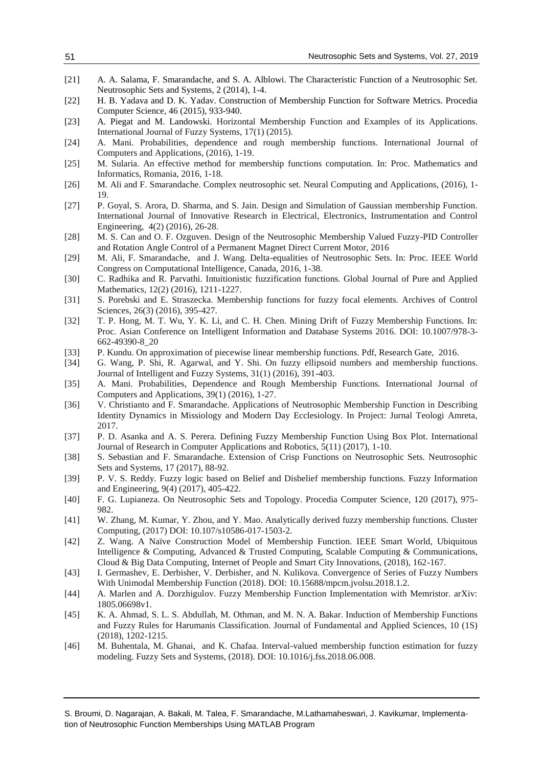[21] A. A. Salama, F. Smarandache, and S. A. Alblowi. The Characteristic Function of a Neutrosophic Set. Neutrosophic Sets and Systems, 2 (2014), 1-4.

[22] H. B. Yadava and D. K. Yadav. Construction of Membership Function for Software Metrics. Procedia Computer Science, 46 (2015), 933-940.

[23] A. Piegat and M. Landowski. Horizontal Membership Function and Examples of its Applications. International Journal of Fuzzy Systems, 17(1) (2015).

[24] A. Mani. Probabilities, dependence and rough membership functions. International Journal of Computers and Applications, (2016), 1-19.

[25] M. Sularia. An effective method for membership functions computation. In: Proc. Mathematics and Informatics, Romania, 2016, 1-18.

[26] M. Ali and F. Smarandache. Complex neutrosophic set. Neural Computing and Applications, (2016), 1-19.

[27] P. Goyal, S. Arora, D. Sharma, and S. Jain. Design and Simulation of Gaussian membership Function. International Journal of Innovative Research in Electrical, Electronics, Instrumentation and Control Engineering, 4(2) (2016), 26-28.

[28] M. S. Can and O. F. Ozguven. Design of the Neutrosophic Membership Valued Fuzzy-PID Controller and Rotation Angle Control of a Permanent Magnet Direct Current Motor, 2016

[29] M. Ali, F. Smarandache, and J. Wang. Delta-equalities of Neutrosophic Sets. In: Proc. IEEE World Congress on Computational Intelligence, Canada, 2016, 1-38.

[30] C. Radhika and R. Parvathi. Intuitionistic fuzzification functions. Global Journal of Pure and Applied Mathematics, 12(2) (2016), 1211-1227.

[31] S. Porebski and E. Straszecka. Membership functions for fuzzy focal elements. Archives of Control Sciences, 26(3) (2016), 395-427.

[32] T. P. Hong, M. T. Wu, Y. K. Li, and C. H. Chen. Mining Drift of Fuzzy Membership Functions. In: Proc. Asian Conference on Intelligent Information and Database Systems 2016. DOI: 10.1007/978-3-662-49390-8_20

[33] P. Kundu. On approximation of piecewise linear membership functions. Pdf, Research Gate, 2016.

[34] G. Wang, P. Shi, R. Agarwal, and Y. Shi. On fuzzy ellipsoid numbers and membership functions. Journal of Intelligent and Fuzzy Systems, 31(1) (2016), 391-403.

[35] A. Mani. Probabilities, Dependence and Rough Membership Functions. International Journal of Computers and Applications, 39(1) (2016), 1-27.

[36] V. Christianto and F. Smarandache. Applications of Neutrosophic Membership Function in Describing Identity Dynamics in Missiology and Modern Day Ecclesiology. In Project: Jurnal Teologi Amreta, 2017.

[37] P. D. Asanka and A. S. Perera. Defining Fuzzy Membership Function Using Box Plot. International Journal of Research in Computer Applications and Robotics, 5(11) (2017), 1-10.

[38] S. Sebastian and F. Smarandache. Extension of Crisp Functions on Neutrosophic Sets. Neutrosophic Sets and Systems, 17 (2017), 88-92.

[39] P. V. S. Reddy. Fuzzy logic based on Belief and Disbelief membership functions. Fuzzy Information and Engineering, 9(4) (2017), 405-422.

[40] F. G. Lupianeza. On Neutrosophic Sets and Topology. Procedia Computer Science, 120 (2017), 975-982.

[41] W. Zhang, M. Kumar, Y. Zhou, and Y. Mao. Analytically derived fuzzy membership functions. Cluster Computing, (2017) DOI: 10.107/s10586-017-1503-2.

[42] Z. Wang. A Naïve Construction Model of Membership Function. IEEE Smart World, Ubiquitous Intelligence & Computing, Advanced & Trusted Computing, Scalable Computing & Communications, Cloud & Big Data Computing, Internet of People and Smart City Innovations, (2018), 162-167.

[43] I. Germashev, E. Derbisher, V. Derbisher, and N. Kulikova. Convergence of Series of Fuzzy Numbers With Unimodal Membership Function (2018). DOI: 10.15688/mpcm.jvolsu.2018.1.2.

[44] A. Marlen and A. Dorzhigulov. Fuzzy Membership Function Implementation with Memristor. arXiv: 1805.06698v1.

[45] K. A. Ahmad, S. L. S. Abdullah, M. Othman, and M. N. A. Bakar. Induction of Membership Functions and Fuzzy Rules for Harumanis Classification. Journal of Fundamental and Applied Sciences, 10 (1S) (2018), 1202-1215.

[46] M. Buhentala, M. Ghanai, and K. Chafaa. Interval-valued membership function estimation for fuzzy modeling. Fuzzy Sets and Systems, (2018). DOI: 10.1016/j.fss.2018.06.008.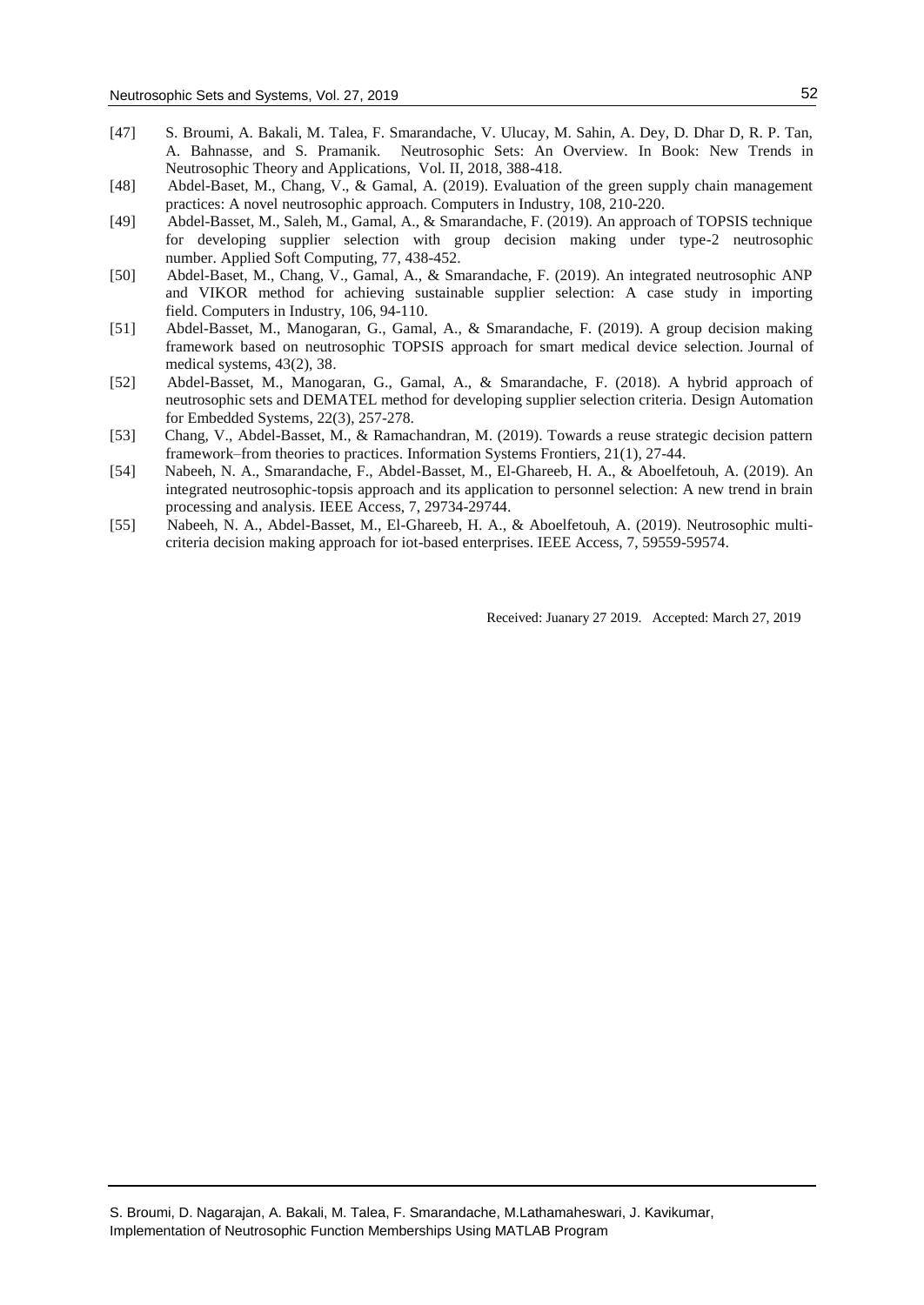[47] S. Broumi, A. Bakali, M. Talea, F. Smarandache, V. Ulucay, M. Sahin, A. Dey, D. Dhar D, R. P. Tan, A. Bahnasse, and S. Pramanik. Neutrosophic Sets: An Overview. In Book: New Trends in Neutrosophic Theory and Applications, Vol. II, 2018, 388-418.

[48] Abdel-Baset, M., Chang, V., & Gamal, A. (2019). Evaluation of the green supply chain management practices: A novel neutrosophic approach. Computers in Industry, 108, 210-220.

[49] Abdel-Basset, M., Saleh, M., Gamal, A., & Smarandache, F. (2019). An approach of TOPSIS technique for developing supplier selection with group decision making under type-2 neutrosophic number. Applied Soft Computing, 77, 438-452.

[50] Abdel-Baset, M., Chang, V., Gamal, A., & Smarandache, F. (2019). An integrated neutrosophic ANP and VIKOR method for achieving sustainable supplier selection: A case study in importing field. Computers in Industry, 106, 94-110.

[51] Abdel-Basset, M., Manogaran, G., Gamal, A., & Smarandache, F. (2019). A group decision making framework based on neutrosophic TOPSIS approach for smart medical device selection. Journal of medical systems, 43(2), 38.

[52] Abdel-Basset, M., Manogaran, G., Gamal, A., & Smarandache, F. (2018). A hybrid approach of neutrosophic sets and DEMATEL method for developing supplier selection criteria. Design Automation for Embedded Systems, 22(3), 257-278.

[53] Chang, V., Abdel-Basset, M., & Ramachandran, M. (2019). Towards a reuse strategic decision pattern framework–from theories to practices. Information Systems Frontiers, 21(1), 27-44.

[54] Nabeeh, N. A., Smarandache, F., Abdel-Basset, M., El-Ghareeb, H. A., & Aboelfetouh, A. (2019). An integrated neutrosophic-topsis approach and its application to personnel selection: A new trend in brain processing and analysis. IEEE Access, 7, 29734-29744.

[55] Nabeeh, N. A., Abdel-Basset, M., El-Ghareeb, H. A., & Aboelfetouh, A. (2019). Neutrosophic multi-criteria decision making approach for iot-based enterprises. IEEE Access, 7, 59559-59574.

Received: Juanary 27 2019. Accepted: March 27, 2019